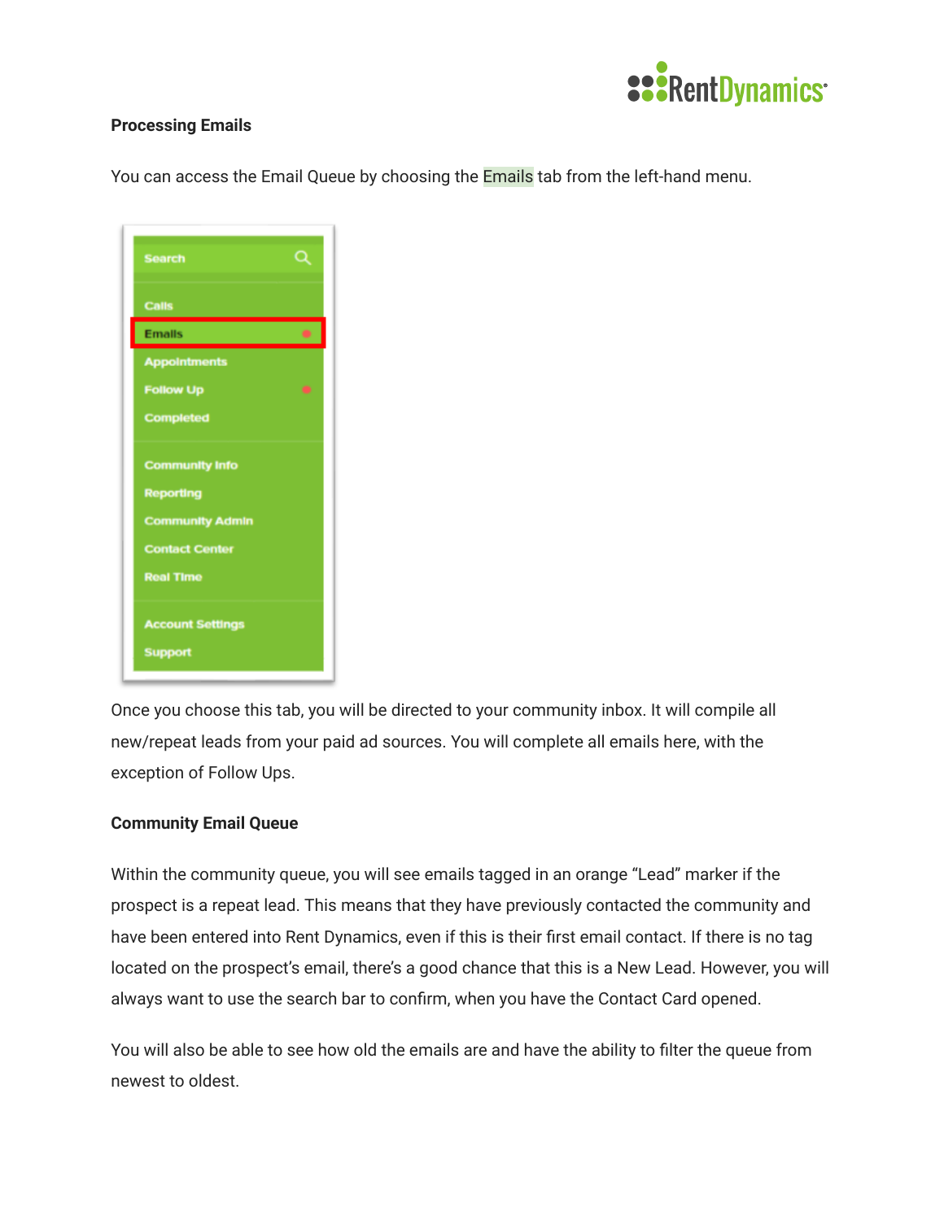**Processing Emails**

You can access the Email Queue by choosing the Emails tab from the left-hand menu.

Once you choose this tab, you will be directed to your community inbox. It will compile all new/repeat leads from your paid ad sources. You will complete all emails here, with the exception of Follow Ups.

**Community Email Queue**

Within the community queue, you will see emails tagged in an orange “Lead” marker if the prospect is a repeat lead. This means that they have previously contacted the community and have been entered into Rent Dynamics, even if this is their first email contact. If there is no tag located on the prospect’s email, there’s a good chance that this is a New Lead. However, you will always want to use the search bar to confirm, when you have the Contact Card opened.

You will also be able to see how old the emails are and have the ability to filter the queue from newest to oldest.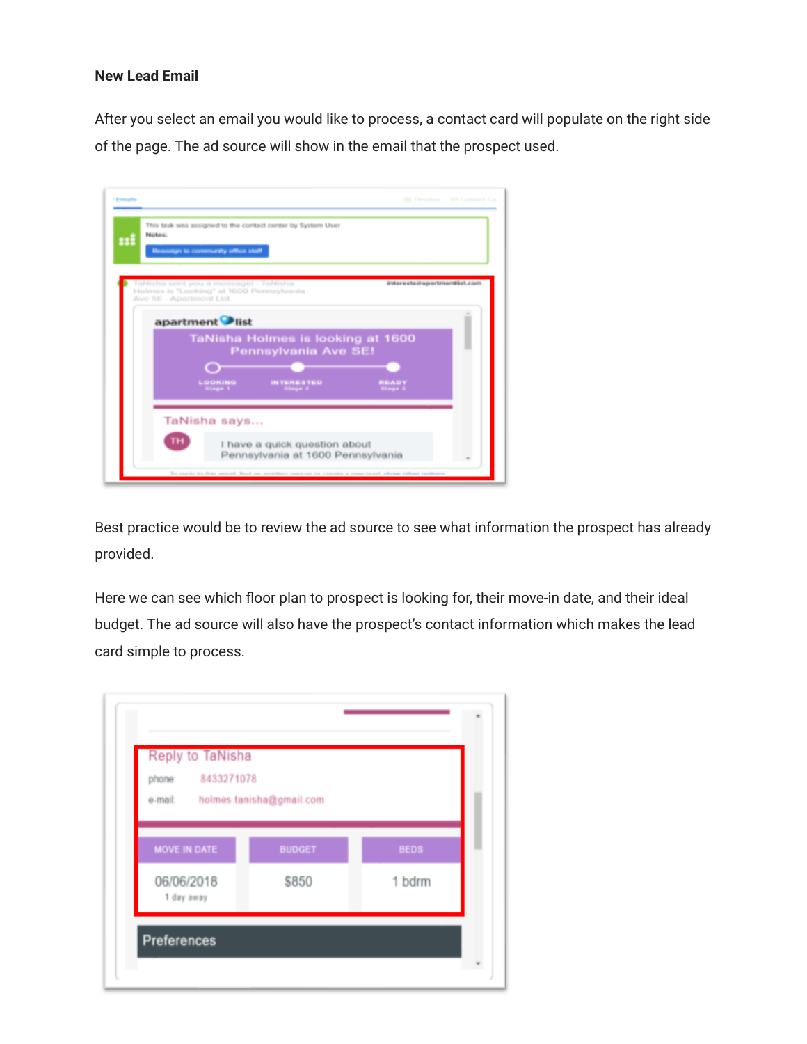**New Lead Email**

After you select an email you would like to process, a contact card will populate on the right side of the page. The ad source will show in the email that the prospect used.

Best practice would be to review the ad source to see what information the prospect has already provided.

Here we can see which floor plan to prospect is looking for, their move-in date, and their ideal budget. The ad source will also have the prospect's contact information which makes the lead card simple to process.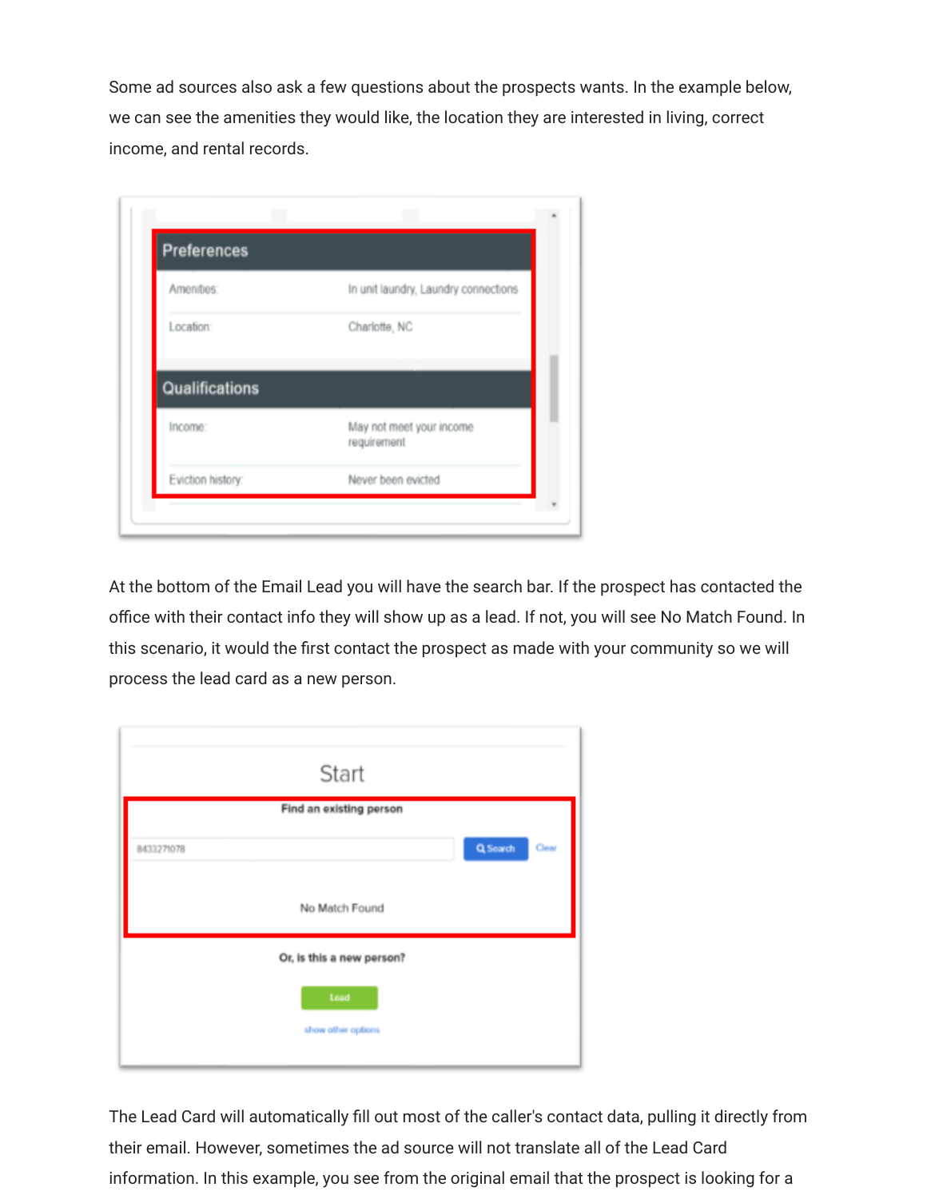Some ad sources also ask a few questions about the prospects wants. In the example below, we can see the amenities they would like, the location they are interested in living, correct income, and rental records.

At the bottom of the Email Lead you will have the search bar. If the prospect has contacted the office with their contact info they will show up as a lead. If not, you will see No Match Found. In this scenario, it would the first contact the prospect as made with your community so we will process the lead card as a new person.

The Lead Card will automatically fill out most of the caller's contact data, pulling it directly from their email. However, sometimes the ad source will not translate all of the Lead Card information. In this example, you see from the original email that the prospect is looking for a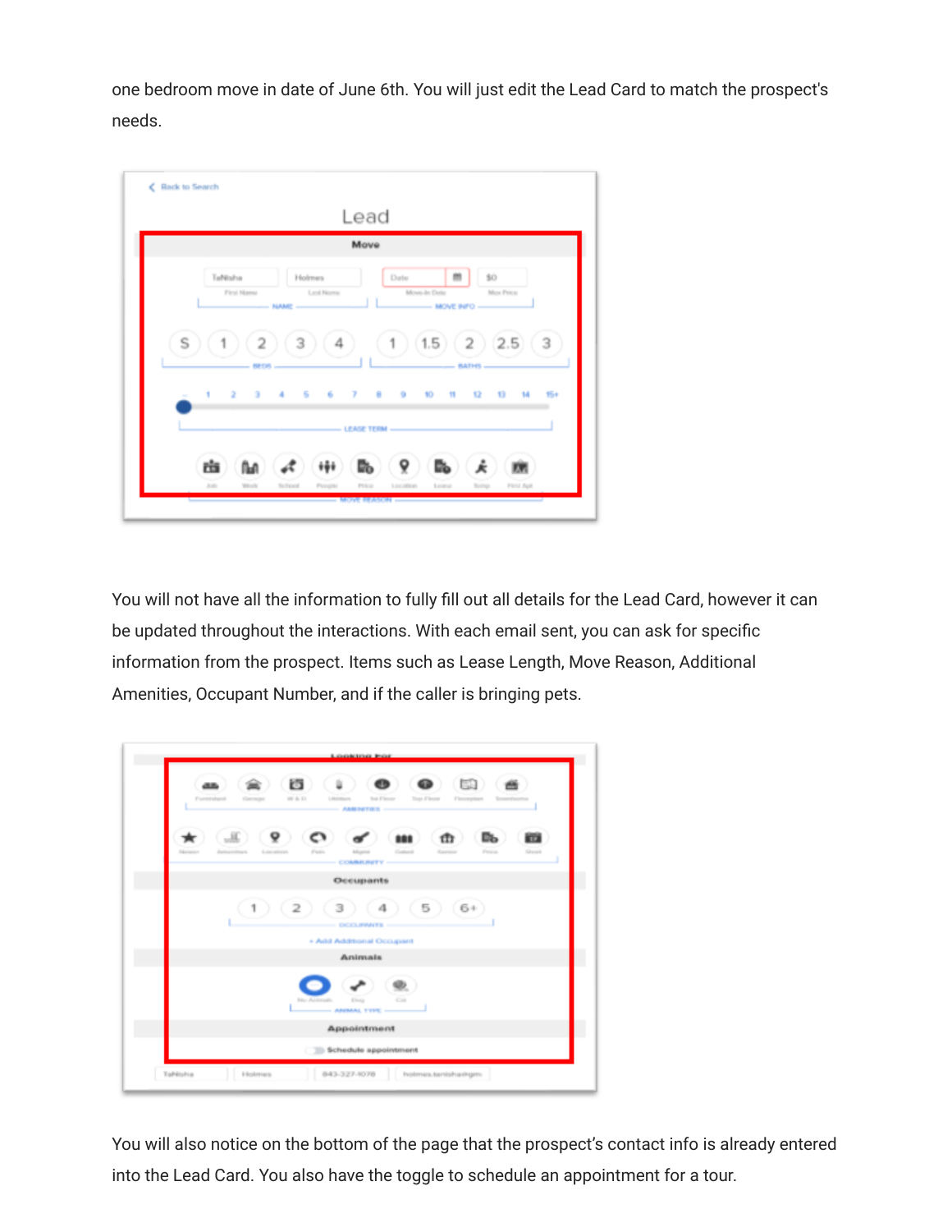one bedroom move in date of June 6th. You will just edit the Lead Card to match the prospect's needs.

You will not have all the information to fully fill out all details for the Lead Card, however it can be updated throughout the interactions. With each email sent, you can ask for specific information from the prospect. Items such as Lease Length, Move Reason, Additional Amenities, Occupant Number, and if the caller is bringing pets.

You will also notice on the bottom of the page that the prospect's contact info is already entered into the Lead Card. You also have the toggle to schedule an appointment for a tour.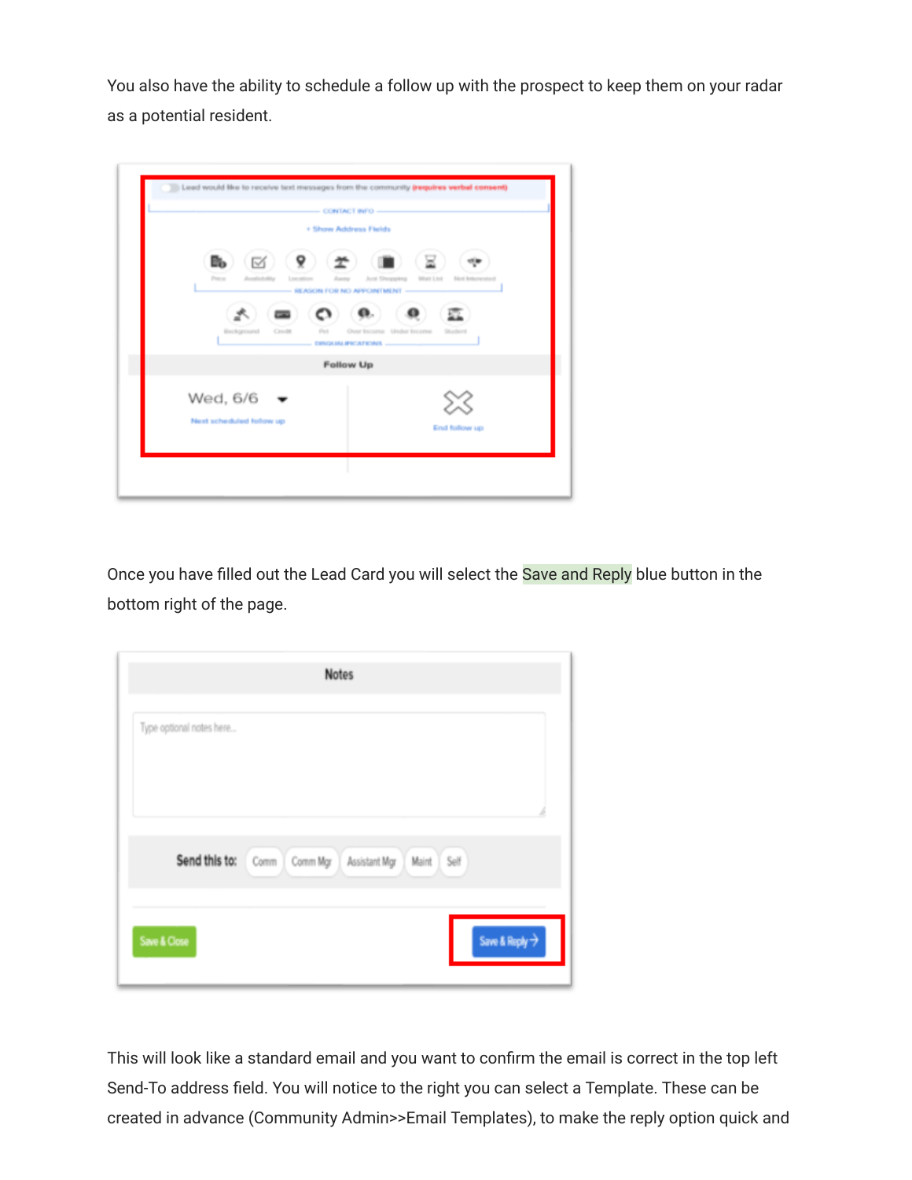You also have the ability to schedule a follow up with the prospect to keep them on your radar as a potential resident.

Once you have filled out the Lead Card you will select the Save and Reply blue button in the bottom right of the page.

This will look like a standard email and you want to confirm the email is correct in the top left Send-To address field. You will notice to the right you can select a Template. These can be created in advance (Community Admin>>Email Templates), to make the reply option quick and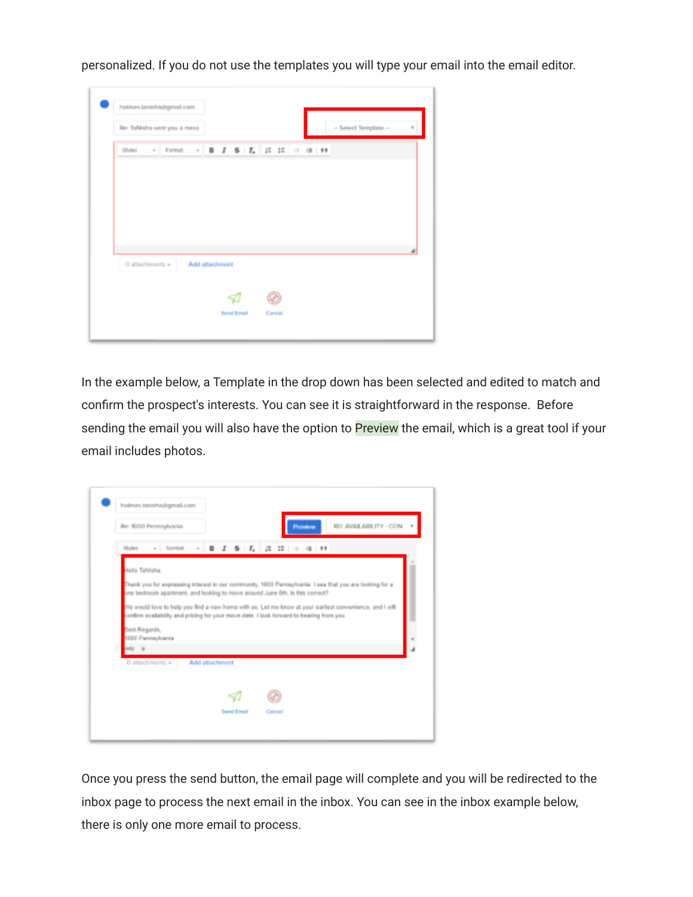personalized. If you do not use the templates you will type your email into the email editor.

In the example below, a Template in the drop down has been selected and edited to match and confirm the prospect's interests. You can see it is straightforward in the response. Before sending the email you will also have the option to Preview the email, which is a great tool if your email includes photos.

Once you press the send button, the email page will complete and you will be redirected to the inbox page to process the next email in the inbox. You can see in the inbox example below, there is only one more email to process.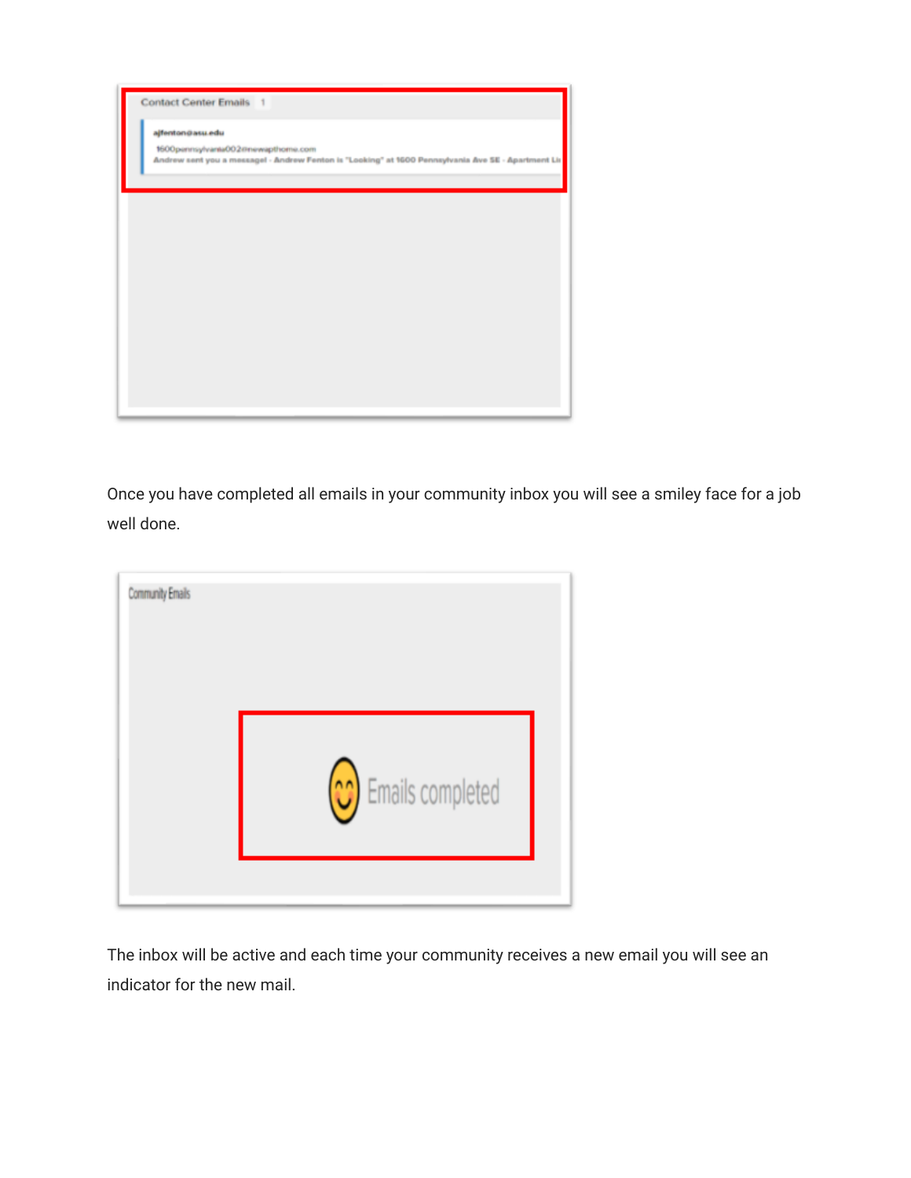Once you have completed all emails in your community inbox you will see a smiley face for a job well done.

The inbox will be active and each time your community receives a new email you will see an indicator for the new mail.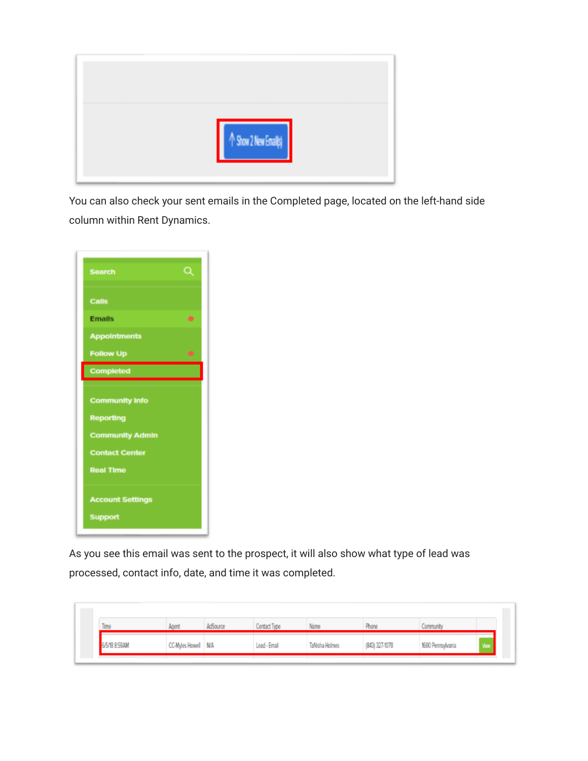You can also check your sent emails in the Completed page, located on the left-hand side column within Rent Dynamics.

As you see this email was sent to the prospect, it will also show what type of lead was processed, contact info, date, and time it was completed.